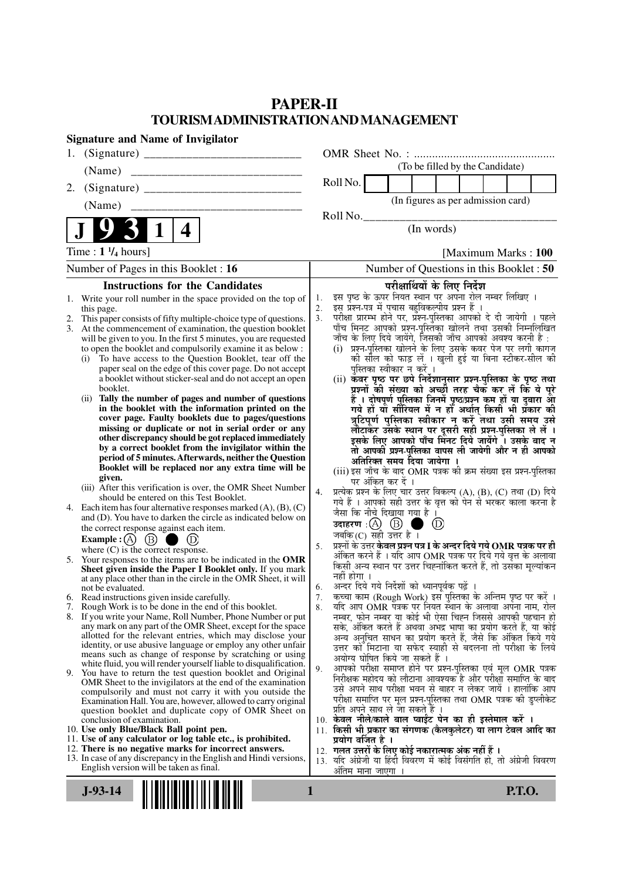# PAPER-II
## TOURISM ADMINISTRATION AND MANAGEMENT

**Signature and Name of Invigilator**

1. (Signature) __________________________

   (Name) __________________________

2. (Signature) __________________________

   (Name) __________________________

OMR Sheet No. : ...............................................
(To be filled by the Candidate)

Roll No. [ | | | | | | | | ]
(In figures as per admission card)

Roll No.________________________________
(In words)

**J 9 3 1 4**

Time : **1 ¼ hours**] [Maximum Marks : **100**

Number of Pages in this Booklet : **16**

Number of Questions in this Booklet : **50**

### Instructions for the Candidates

1. Write your roll number in the space provided on the top of this page.
2. This paper consists of fifty multiple-choice type of questions.
3. At the commencement of examination, the question booklet will be given to you. In the first 5 minutes, you are requested to open the booklet and compulsorily examine it as below :
   (i) To have access to the Question Booklet, tear off the paper seal on the edge of this cover page. Do not accept a booklet without sticker-seal and do not accept an open booklet.
   (ii) **Tally the number of pages and number of questions in the booklet with the information printed on the cover page. Faulty booklets due to pages/questions missing or duplicate or not in serial order or any other discrepancy should be got replaced immediately by a correct booklet from the invigilator within the period of 5 minutes. Afterwards, neither the Question Booklet will be replaced nor any extra time will be given.**
   (iii) After this verification is over, the OMR Sheet Number should be entered on this Test Booklet.
4. Each item has four alternative responses marked (A), (B), (C) and (D). You have to darken the circle as indicated below on the correct response against each item.
   **Example :** (A) (B) ● (D)
   where (C) is the correct response.
5. Your responses to the items are to be indicated in the **OMR Sheet given inside the Paper I Booklet only.** If you mark at any place other than in the circle in the OMR Sheet, it will not be evaluated.
6. Read instructions given inside carefully.
7. Rough Work is to be done in the end of this booklet.
8. If you write your Name, Roll Number, Phone Number or put any mark on any part of the OMR Sheet, except for the space allotted for the relevant entries, which may disclose your identity, or use abusive language or employ any other unfair means such as change of response by scratching or using white fluid, you will render yourself liable to disqualification.
9. You have to return the test question booklet and Original OMR Sheet to the invigilators at the end of the examination compulsorily and must not carry it with you outside the Examination Hall. You are, however, allowed to carry original question booklet and duplicate copy of OMR Sheet on conclusion of examination.
10. **Use only Blue/Black Ball point pen.**
11. **Use of any calculator or log table etc., is prohibited.**
12. **There is no negative marks for incorrect answers.**
13. In case of any discrepancy in the English and Hindi versions, English version will be taken as final.

### परीक्षार्थियों के लिए निर्देश

1. इस पृष्ठ के ऊपर नियत स्थान पर अपना रोल नम्बर लिखिए ।
2. इस प्रश्न-पत्र में पचास बहुविकल्पीय प्रश्न हैं ।
3. परीक्षा प्रारम्भ होने पर, प्रश्न-पुस्तिका आपको दे दी जायेगी । पहले पाँच मिनट आपको प्रश्न-पुस्तिका खोलने तथा उसकी निम्नलिखित जाँच के लिए दिये जायेंगे, जिसकी जाँच आपको अवश्य करनी है :
   (i) प्रश्न-पुस्तिका खोलने के लिए उसके कवर पेज पर लगी कागज की सील को फाड़ लें । खुली हुई या बिना स्टीकर-सील की पुस्तिका स्वीकार न करें ।
   (ii) **कवर पृष्ठ पर छपे निर्देशानुसार प्रश्न-पुस्तिका के पृष्ठ तथा प्रश्नों की संख्या को अच्छी तरह चैक कर लें कि ये पूरे हैं । दोषपूर्ण पुस्तिका जिनमें पृष्ठ/प्रश्न कम हों या दुबारा आ गये हों या सीरियल में न हों अर्थात् किसी भी प्रकार की त्रुटिपूर्ण पुस्तिका स्वीकार न करें तथा उसी समय उसे लौटाकर उसके स्थान पर दूसरी सही प्रश्न-पुस्तिका ले लें । इसके लिए आपको पाँच मिनट दिये जायेंगे । उसके बाद न तो आपकी प्रश्न-पुस्तिका वापस ली जायेगी और न ही आपको अतिरिक्त समय दिया जायेगा ।**
   (iii) इस जाँच के बाद OMR पत्रक की क्रम संख्या इस प्रश्न-पुस्तिका पर अंकित कर दें ।
4. प्रत्येक प्रश्न के लिए चार उत्तर विकल्प (A), (B), (C) तथा (D) दिये गये हैं । आपको सही उत्तर के वृत्त को पेन से भरकर काला करना है जैसा कि नीचे दिखाया गया है ।
   **उदाहरण :** (A) (B) ● (D)
   जबकि (C) सही उत्तर है ।
5. प्रश्नों के उत्तर **केवल प्रश्न पत्र I के अन्दर दिये गये OMR पत्रक पर ही** अंकित करने हैं । यदि आप OMR पत्रक पर दिये गये वृत्त के अलावा किसी अन्य स्थान पर उत्तर चिह्नांकित करते हैं, तो उसका मूल्यांकन नहीं होगा ।
6. अन्दर दिये गये निर्देशों को ध्यानपूर्वक पढ़ें ।
7. कच्चा काम (Rough Work) इस पुस्तिका के अन्तिम पृष्ठ पर करें ।
8. यदि आप OMR पत्रक पर नियत स्थान के अलावा अपना नाम, रोल नम्बर, फोन नम्बर या कोई भी ऐसा चिह्न जिससे आपकी पहचान हो सके, अंकित करते हैं अथवा अभद्र भाषा का प्रयोग करते हैं, या कोई अन्य अनुचित साधन का प्रयोग करते हैं, जैसे कि अंकित किये गये उत्तर को मिटाना या सफेद स्याही से बदलना तो परीक्षा के लिये अयोग्य घोषित किये जा सकते हैं ।
9. आपको परीक्षा समाप्त होने पर प्रश्न-पुस्तिका एवं मूल OMR पत्रक निरीक्षक महोदय को लौटाना आवश्यक है और परीक्षा समाप्ति के बाद उसे अपने साथ परीक्षा भवन से बाहर न लेकर जायें । हालांकि आप परीक्षा समाप्ति पर मूल प्रश्न-पुस्तिका तथा OMR पत्रक की डुप्लीकेट प्रति अपने साथ ले जा सकते हैं ।
10. **केवल नीले/काले बाल प्वाईंट पेन का ही इस्तेमाल करें ।**
11. **किसी भी प्रकार का संगणक (कैलकुलेटर) या लाग टेबल आदि का प्रयोग वर्जित है ।**
12. **गलत उत्तरों के लिए कोई नकारात्मक अंक नहीं हैं ।**
13. यदि अंग्रेजी या हिंदी विवरण में कोई विसंगति हो, तो अंग्रेजी विवरण अंतिम माना जाएगा ।

**J-93-14** **P.T.O.**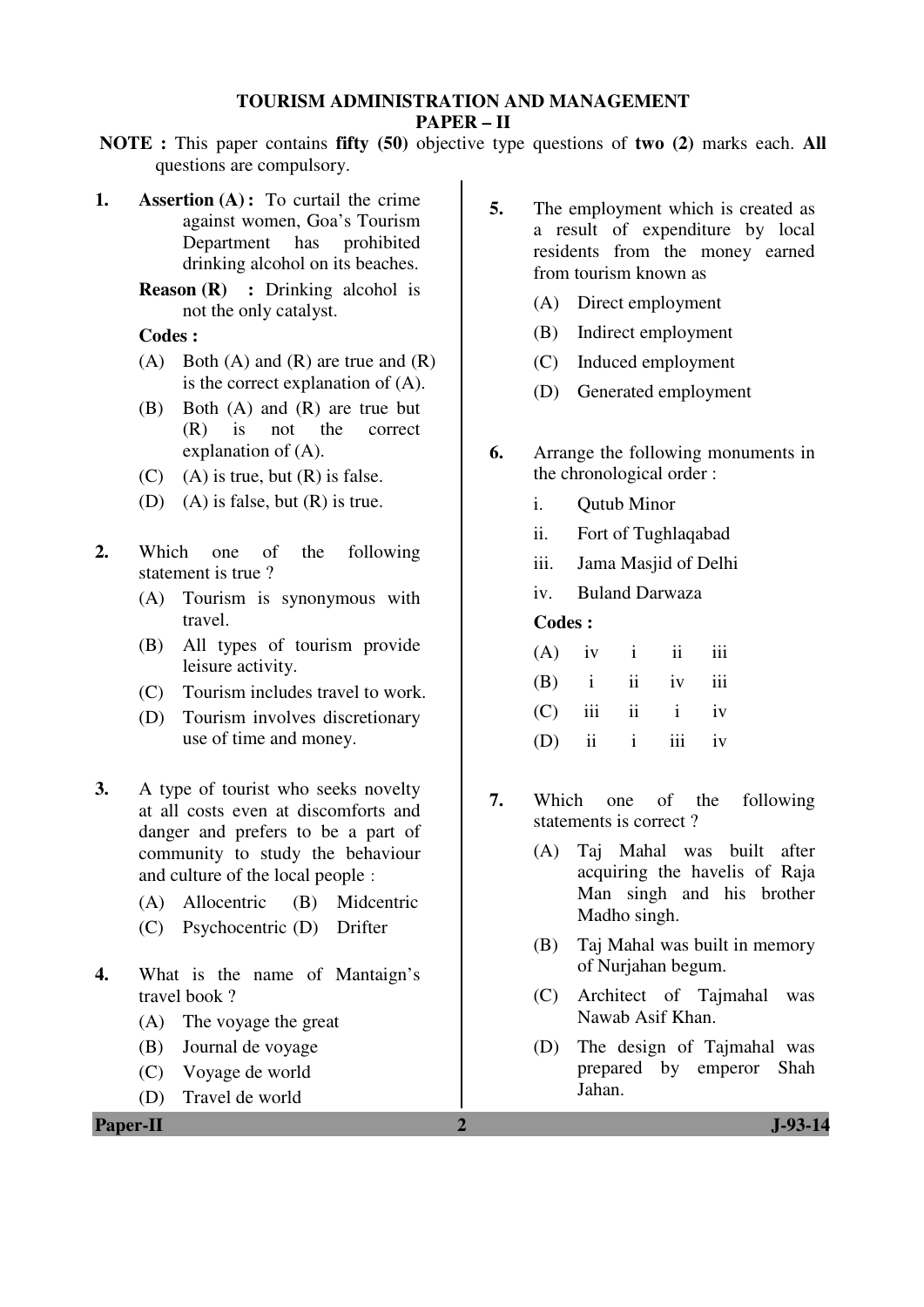# TOURISM ADMINISTRATION AND MANAGEMENT
## PAPER – II

**NOTE :** This paper contains **fifty (50)** objective type questions of **two (2)** marks each. **All** questions are compulsory.

1. **Assertion (A) :** To curtail the crime against women, Goa's Tourism Department has prohibited drinking alcohol on its beaches.

   **Reason (R) :** Drinking alcohol is not the only catalyst.

   **Codes :**

   (A) Both (A) and (R) are true and (R) is the correct explanation of (A).

   (B) Both (A) and (R) are true but (R) is not the correct explanation of (A).

   (C) (A) is true, but (R) is false.

   (D) (A) is false, but (R) is true.

2. Which one of the following statement is true ?

   (A) Tourism is synonymous with travel.

   (B) All types of tourism provide leisure activity.

   (C) Tourism includes travel to work.

   (D) Tourism involves discretionary use of time and money.

3. A type of tourist who seeks novelty at all costs even at discomforts and danger and prefers to be a part of community to study the behaviour and culture of the local people :

   (A) Allocentric (B) Midcentric

   (C) Psychocentric (D) Drifter

4. What is the name of Mantaign's travel book ?

   (A) The voyage the great

   (B) Journal de voyage

   (C) Voyage de world

   (D) Travel de world

5. The employment which is created as a result of expenditure by local residents from the money earned from tourism known as

   (A) Direct employment

   (B) Indirect employment

   (C) Induced employment

   (D) Generated employment

6. Arrange the following monuments in the chronological order :

   i. Qutub Minor

   ii. Fort of Tughlaqabad

   iii. Jama Masjid of Delhi

   iv. Buland Darwaza

   **Codes :**

   | | | | | |
   |---|---|---|---|---|
   | (A) | iv | i | ii | iii |
   | (B) | i | ii | iv | iii |
   | (C) | iii | ii | i | iv |
   | (D) | ii | i | iii | iv |

7. Which one of the following statements is correct ?

   (A) Taj Mahal was built after acquiring the havelis of Raja Man singh and his brother Madho singh.

   (B) Taj Mahal was built in memory of Nurjahan begum.

   (C) Architect of Tajmahal was Nawab Asif Khan.

   (D) The design of Tajmahal was prepared by emperor Shah Jahan.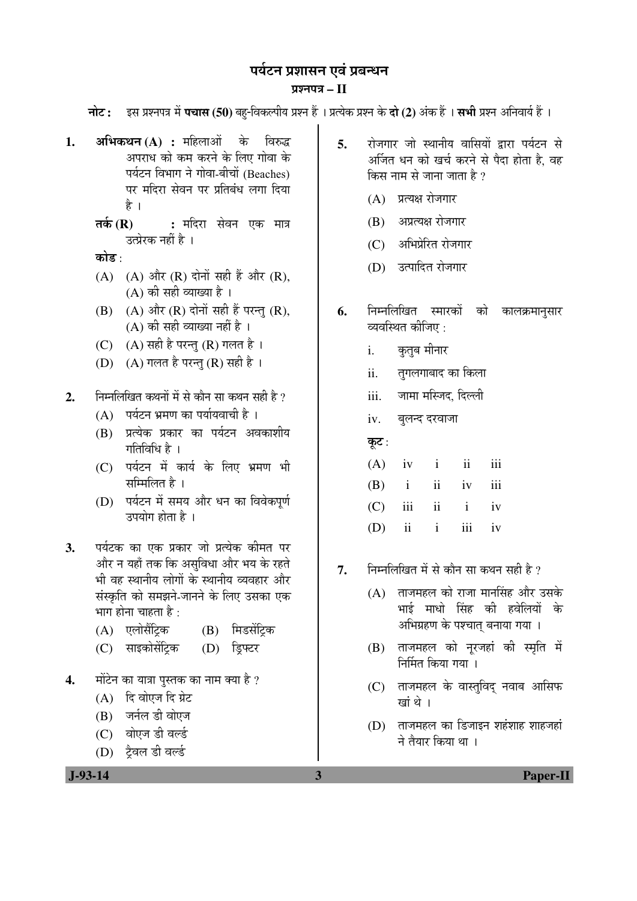# पर्यटन प्रशासन एवं प्रबन्धन

## प्रश्नपत्र – II

**नोट :** इस प्रश्नपत्र में **पचास (50)** बहु-विकल्पीय प्रश्न हैं । प्रत्येक प्रश्न के **दो (2)** अंक हैं । **सभी** प्रश्न अनिवार्य हैं ।

**1.** **अभिकथन (A) :** महिलाओं के विरुद्ध अपराध को कम करने के लिए गोवा के पर्यटन विभाग ने गोवा-बीचों (Beaches) पर मदिरा सेवन पर प्रतिबंध लगा दिया है ।

**तर्क (R) :** मदिरा सेवन एक मात्र उत्प्रेरक नहीं है ।

**कोड** :

(A) (A) और (R) दोनों सही हैं और (R), (A) की सही व्याख्या है ।

(B) (A) और (R) दोनों सही हैं परन्तु (R), (A) की सही व्याख्या नहीं है ।

(C) (A) सही है परन्तु (R) गलत है ।

(D) (A) गलत है परन्तु (R) सही है ।

**2.** निम्नलिखित कथनों में से कौन सा कथन सही है ?

(A) पर्यटन भ्रमण का पर्यायवाची है ।

(B) प्रत्येक प्रकार का पर्यटन अवकाशीय गतिविधि है ।

(C) पर्यटन में कार्य के लिए भ्रमण भी सम्मिलित है ।

(D) पर्यटन में समय और धन का विवेकपूर्ण उपयोग होता है ।

**3.** पर्यटक का एक प्रकार जो प्रत्येक कीमत पर और न यहाँ तक कि असुविधा और भय के रहते भी वह स्थानीय लोगों के स्थानीय व्यवहार और संस्कृति को समझने-जानने के लिए उसका एक भाग होना चाहता है :

(A) एलोसैंट्रिक (B) मिडसेंट्रिक

(C) साइकोसेंट्रिक (D) ड्रिफ्टर

**4.** मोंटेन का यात्रा पुस्तक का नाम क्या है ?

(A) दि वोएज दि ग्रेट

(B) जर्नल डी वोएज

(C) वोएज डी वर्ल्ड

(D) ट्रैवल डी वर्ल्ड

**5.** रोजगार जो स्थानीय वासियों द्वारा पर्यटन से अर्जित धन को खर्च करने से पैदा होता है, वह किस नाम से जाना जाता है ?

(A) प्रत्यक्ष रोजगार

(B) अप्रत्यक्ष रोजगार

(C) अभिप्रेरित रोजगार

(D) उत्पादित रोजगार

**6.** निम्नलिखित स्मारकों को कालक्रमानुसार व्यवस्थित कीजिए :

i. कुतुब मीनार

ii. तुगलगाबाद का किला

iii. जामा मस्जिद, दिल्ली

iv. बुलन्द दरवाजा

**कूट** :

| | | | | |
|---|---|---|---|---|
| (A) | iv | i | ii | iii |
| (B) | i | ii | iv | iii |
| (C) | iii | ii | i | iv |
| (D) | ii | i | iii | iv |

**7.** निम्नलिखित में से कौन सा कथन सही है ?

(A) ताजमहल को राजा मानसिंह और उसके भाई माधो सिंह की हवेलियों के अभिग्रहण के पश्चात् बनाया गया ।

(B) ताजमहल को नूरजहां की स्मृति में निर्मित किया गया ।

(C) ताजमहल के वास्तुविद् नवाब आसिफ खां थे ।

(D) ताजमहल का डिजाइन शहंशाह शाहजहां ने तैयार किया था ।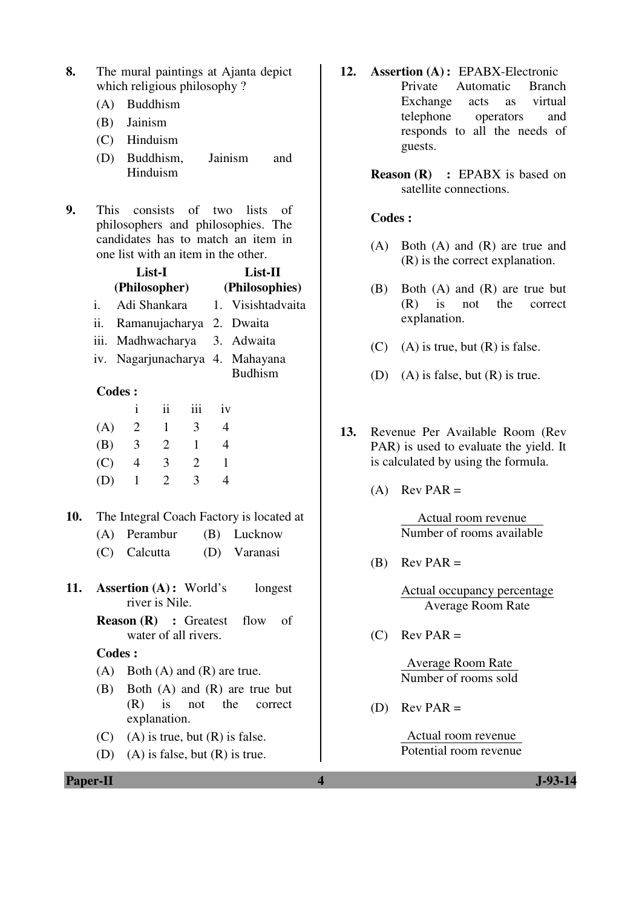8. The mural paintings at Ajanta depict which religious philosophy ?
   - (A) Buddhism
   - (B) Jainism
   - (C) Hinduism
   - (D) Buddhism, Jainism and Hinduism

9. This consists of two lists of philosophers and philosophies. The candidates has to match an item in one list with an item in the other.

| | List-I (Philosopher) | | List-II (Philosophies) |
|---|---|---|---|
| i. | Adi Shankara | 1. | Visishtadvaita |
| ii. | Ramanujacharya | 2. | Dwaita |
| iii. | Madhwacharya | 3. | Adwaita |
| iv. | Nagarjunacharya | 4. | Mahayana Budhism |

**Codes :**

| | i | ii | iii | iv |
|---|---|---|---|---|
| (A) | 2 | 1 | 3 | 4 |
| (B) | 3 | 2 | 1 | 4 |
| (C) | 4 | 3 | 2 | 1 |
| (D) | 1 | 2 | 3 | 4 |

10. The Integral Coach Factory is located at
    - (A) Perambur
    - (B) Lucknow
    - (C) Calcutta
    - (D) Varanasi

11. **Assertion (A) :** World's longest river is Nile.

    **Reason (R) :** Greatest flow of water of all rivers.

    **Codes :**
    - (A) Both (A) and (R) are true.
    - (B) Both (A) and (R) are true but (R) is not the correct explanation.
    - (C) (A) is true, but (R) is false.
    - (D) (A) is false, but (R) is true.

12. **Assertion (A) :** EPABX-Electronic Private Automatic Branch Exchange acts as virtual telephone operators and responds to all the needs of guests.

    **Reason (R) :** EPABX is based on satellite connections.

    **Codes :**
    - (A) Both (A) and (R) are true and (R) is the correct explanation.
    - (B) Both (A) and (R) are true but (R) is not the correct explanation.
    - (C) (A) is true, but (R) is false.
    - (D) (A) is false, but (R) is true.

13. Revenue Per Available Room (Rev PAR) is used to evaluate the yield. It is calculated by using the formula.
    - (A) Rev PAR = $\dfrac{\text{Actual room revenue}}{\text{Number of rooms available}}$
    - (B) Rev PAR = $\dfrac{\text{Actual occupancy percentage}}{\text{Average Room Rate}}$
    - (C) Rev PAR = $\dfrac{\text{Average Room Rate}}{\text{Number of rooms sold}}$
    - (D) Rev PAR = $\dfrac{\text{Actual room revenue}}{\text{Potential room revenue}}$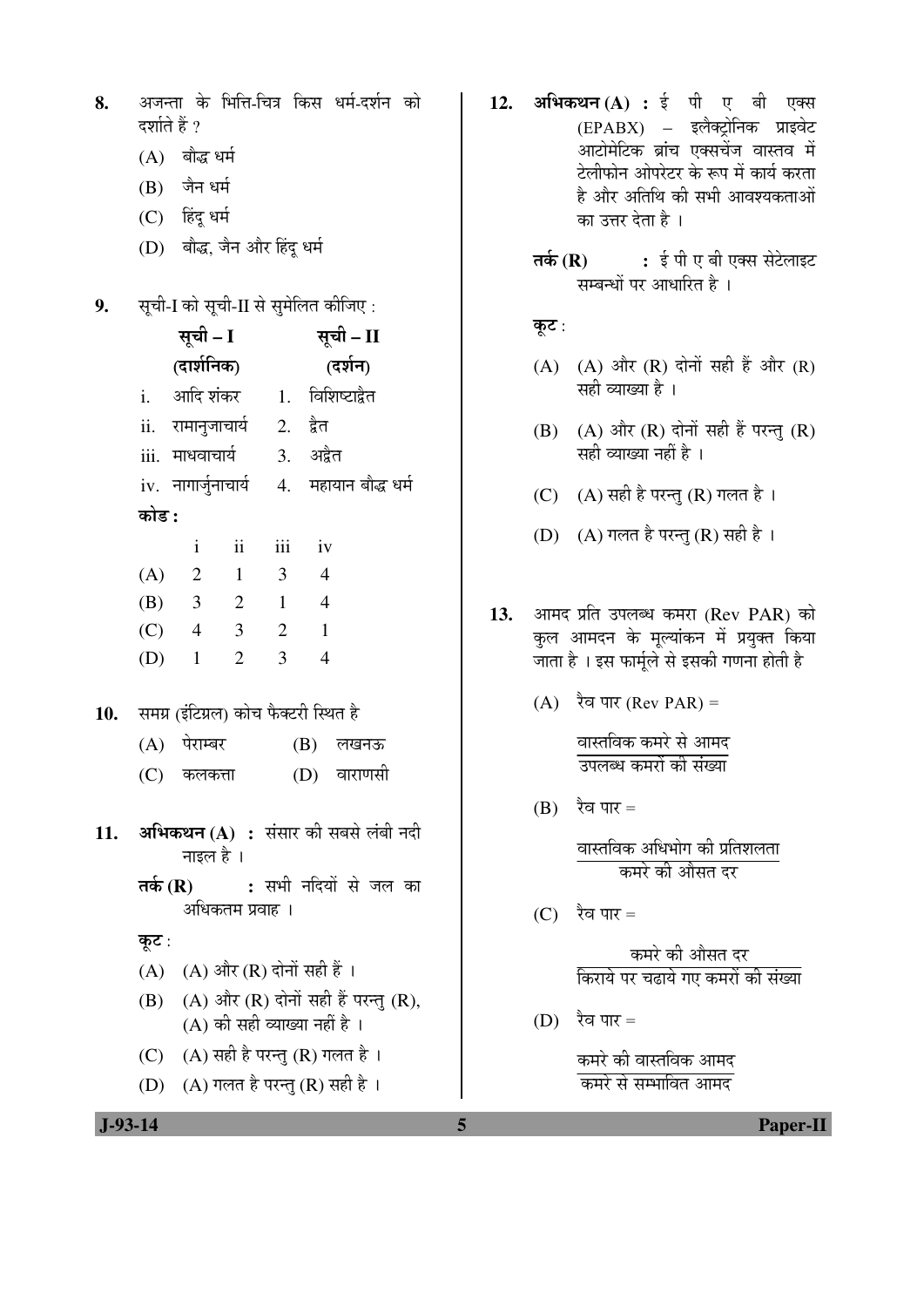8. अजन्ता के भित्ति-चित्र किस धर्म-दर्शन को दर्शाते हैं ?

(A) बौद्ध धर्म

(B) जैन धर्म

(C) हिंदू धर्म

(D) बौद्ध, जैन और हिंदू धर्म

9. सूची-I को सूची-II से सुमेलित कीजिए :

| सूची – I (दार्शनिक) | सूची – II (दर्शन) |
|---|---|
| i. आदि शंकर | 1. विशिष्टाद्वैत |
| ii. रामानुजाचार्य | 2. द्वैत |
| iii. माधवाचार्य | 3. अद्वैत |
| iv. नागार्जुनाचार्य | 4. महायान बौद्ध धर्म |

**कोड :**

| | i | ii | iii | iv |
|---|---|---|---|---|
| (A) | 2 | 1 | 3 | 4 |
| (B) | 3 | 2 | 1 | 4 |
| (C) | 4 | 3 | 2 | 1 |
| (D) | 1 | 2 | 3 | 4 |

10. समग्र (इंटिग्रल) कोच फैक्टरी स्थित है

(A) पेराम्बर

(B) लखनऊ

(C) कलकत्ता

(D) वाराणसी

11. **अभिकथन (A) :** संसार की सबसे लंबी नदी नाइल है ।

**तर्क (R) :** सभी नदियों से जल का अधिकतम प्रवाह ।

**कूट :**

(A) (A) और (R) दोनों सही हैं ।

(B) (A) और (R) दोनों सही हैं परन्तु (R), (A) की सही व्याख्या नहीं है ।

(C) (A) सही है परन्तु (R) गलत है ।

(D) (A) गलत है परन्तु (R) सही है ।

12. **अभिकथन (A) :** ई पी ए बी एक्स (EPABX) – इलैक्ट्रोनिक प्राइवेट आटोमेटिक ब्रांच एक्सचेंज वास्तव में टेलीफोन ओपरेटर के रूप में कार्य करता है और अतिथि की सभी आवश्यकताओं का उत्तर देता है ।

**तर्क (R) :** ई पी ए बी एक्स सेटेलाइट सम्बन्धों पर आधारित है ।

**कूट :**

(A) (A) और (R) दोनों सही हैं और (R) सही व्याख्या है ।

(B) (A) और (R) दोनों सही हैं परन्तु (R) सही व्याख्या नहीं है ।

(C) (A) सही है परन्तु (R) गलत है ।

(D) (A) गलत है परन्तु (R) सही है ।

13. आमद प्रति उपलब्ध कमरा (Rev PAR) को कुल आमदन के मूल्यांकन में प्रयुक्त किया जाता है । इस फार्मूले से इसकी गणना होती है

(A) रैव पार (Rev PAR) = $\dfrac{\text{वास्तविक कमरे से आमद}}{\text{उपलब्ध कमरों की संख्या}}$

(B) रैव पार = $\dfrac{\text{वास्तविक अधिभोग की प्रतिशलता}}{\text{कमरे की औसत दर}}$

(C) रैव पार = $\dfrac{\text{कमरे की औसत दर}}{\text{किराये पर चढाये गए कमरों की संख्या}}$

(D) रैव पार = $\dfrac{\text{कमरे की वास्तविक आमद}}{\text{कमरे से सम्भावित आमद}}$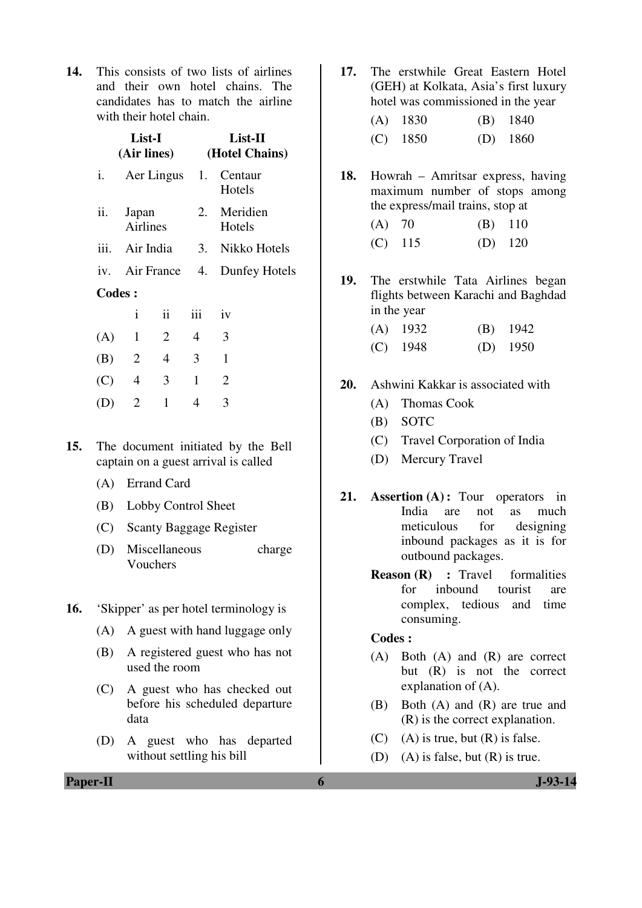14. This consists of two lists of airlines and their own hotel chains. The candidates has to match the airline with their hotel chain.

| | List-I (Air lines) | | List-II (Hotel Chains) |
|---|---|---|---|
| i. | Aer Lingus | 1. | Centaur Hotels |
| ii. | Japan Airlines | 2. | Meridien Hotels |
| iii. | Air India | 3. | Nikko Hotels |
| iv. | Air France | 4. | Dunfey Hotels |

**Codes :**

| | i | ii | iii | iv |
|---|---|---|---|---|
| (A) | 1 | 2 | 4 | 3 |
| (B) | 2 | 4 | 3 | 1 |
| (C) | 4 | 3 | 1 | 2 |
| (D) | 2 | 1 | 4 | 3 |

15. The document initiated by the Bell captain on a guest arrival is called

(A) Errand Card

(B) Lobby Control Sheet

(C) Scanty Baggage Register

(D) Miscellaneous charge Vouchers

16. 'Skipper' as per hotel terminology is

(A) A guest with hand luggage only

(B) A registered guest who has not used the room

(C) A guest who has checked out before his scheduled departure data

(D) A guest who has departed without settling his bill

17. The erstwhile Great Eastern Hotel (GEH) at Kolkata, Asia's first luxury hotel was commissioned in the year

(A) 1830 (B) 1840

(C) 1850 (D) 1860

18. Howrah – Amritsar express, having maximum number of stops among the express/mail trains, stop at

(A) 70 (B) 110

(C) 115 (D) 120

19. The erstwhile Tata Airlines began flights between Karachi and Baghdad in the year

(A) 1932 (B) 1942

(C) 1948 (D) 1950

20. Ashwini Kakkar is associated with

(A) Thomas Cook

(B) SOTC

(C) Travel Corporation of India

(D) Mercury Travel

21. **Assertion (A) :** Tour operators in India are not as much meticulous for designing inbound packages as it is for outbound packages.

**Reason (R) :** Travel formalities for inbound tourist are complex, tedious and time consuming.

**Codes :**

(A) Both (A) and (R) are correct but (R) is not the correct explanation of (A).

(B) Both (A) and (R) are true and (R) is the correct explanation.

(C) (A) is true, but (R) is false.

(D) (A) is false, but (R) is true.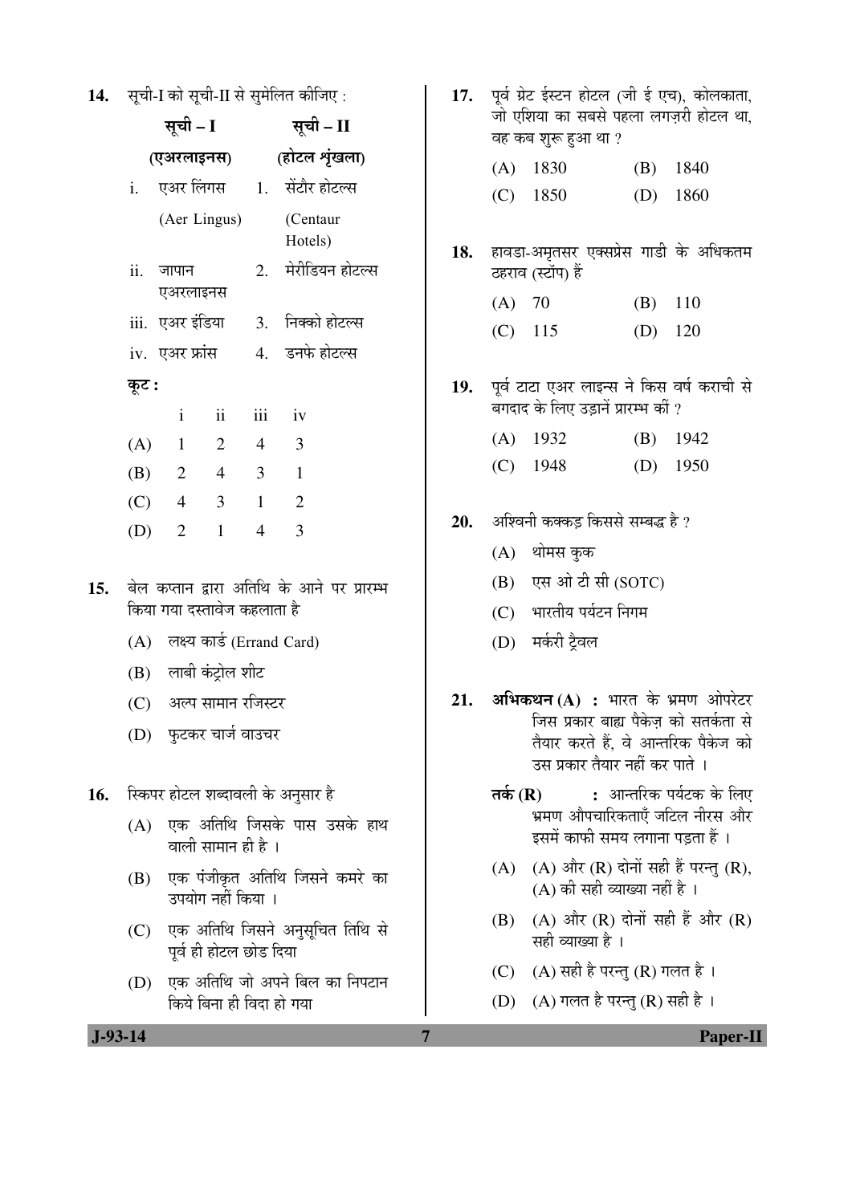14. सूची-I को सूची-II से सुमेलित कीजिए :

| सूची – I (एअरलाइनस) | सूची – II (होटल शृंखला) |
|---|---|
| i. एअर लिंगस (Aer Lingus) | 1. सेंटौर होटल्स (Centaur Hotels) |
| ii. जापान एअरलाइनस | 2. मेरीडियन होटल्स |
| iii. एअर इंडिया | 3. निक्को होटल्स |
| iv. एअर फ्रांस | 4. डनफे होटल्स |

**कूट :**

| | i | ii | iii | iv |
|---|---|---|---|---|
| (A) | 1 | 2 | 4 | 3 |
| (B) | 2 | 4 | 3 | 1 |
| (C) | 4 | 3 | 1 | 2 |
| (D) | 2 | 1 | 4 | 3 |

15. बेल कप्तान द्वारा अतिथि के आने पर प्रारम्भ किया गया दस्तावेज कहलाता है

(A) लक्ष्य कार्ड (Errand Card)

(B) लाबी कंट्रोल शीट

(C) अल्प सामान रजिस्टर

(D) फुटकर चार्ज वाउचर

16. स्किपर होटल शब्दावली के अनुसार है

(A) एक अतिथि जिसके पास उसके हाथ वाली सामान ही है ।

(B) एक पंजीकृत अतिथि जिसने कमरे का उपयोग नहीं किया ।

(C) एक अतिथि जिसने अनुसूचित तिथि से पूर्व ही होटल छोड दिया

(D) एक अतिथि जो अपने बिल का निपटान किये बिना ही विदा हो गया

17. पूर्व ग्रेट ईस्टन होटल (जी ई एच), कोलकाता, जो एशिया का सबसे पहला लगज़री होटल था, वह कब शुरू हुआ था ?

(A) 1830

(B) 1840

(C) 1850

(D) 1860

18. हावडा-अमृतसर एक्सप्रेस गाडी के अधिकतम ठहराव (स्टॉप) हैं

(A) 70

(B) 110

(C) 115

(D) 120

19. पूर्व टाटा एअर लाइन्स ने किस वर्ष कराची से बगदाद के लिए उड़ानें प्रारम्भ कीं ?

(A) 1932

(B) 1942

(C) 1948

(D) 1950

20. अश्विनी कक्कड़ किससे सम्बद्ध है ?

(A) थोमस कुक

(B) एस ओ टी सी (SOTC)

(C) भारतीय पर्यटन निगम

(D) मर्करी ट्रैवल

21. **अभिकथन (A) :** भारत के भ्रमण ओपरेटर जिस प्रकार बाह्य पैकेज़ को सतर्कता से तैयार करते हैं, वे आन्तरिक पैकेज को उस प्रकार तैयार नहीं कर पाते ।

**तर्क (R) :** आन्तरिक पर्यटक के लिए भ्रमण औपचारिकताएँ जटिल नीरस और इसमें काफी समय लगाना पड़ता हैं ।

(A) (A) और (R) दोनों सही हैं परन्तु (R), (A) की सही व्याख्या नहीं है ।

(B) (A) और (R) दोनों सही हैं और (R) सही व्याख्या है ।

(C) (A) सही है परन्तु (R) गलत है ।

(D) (A) गलत है परन्तु (R) सही है ।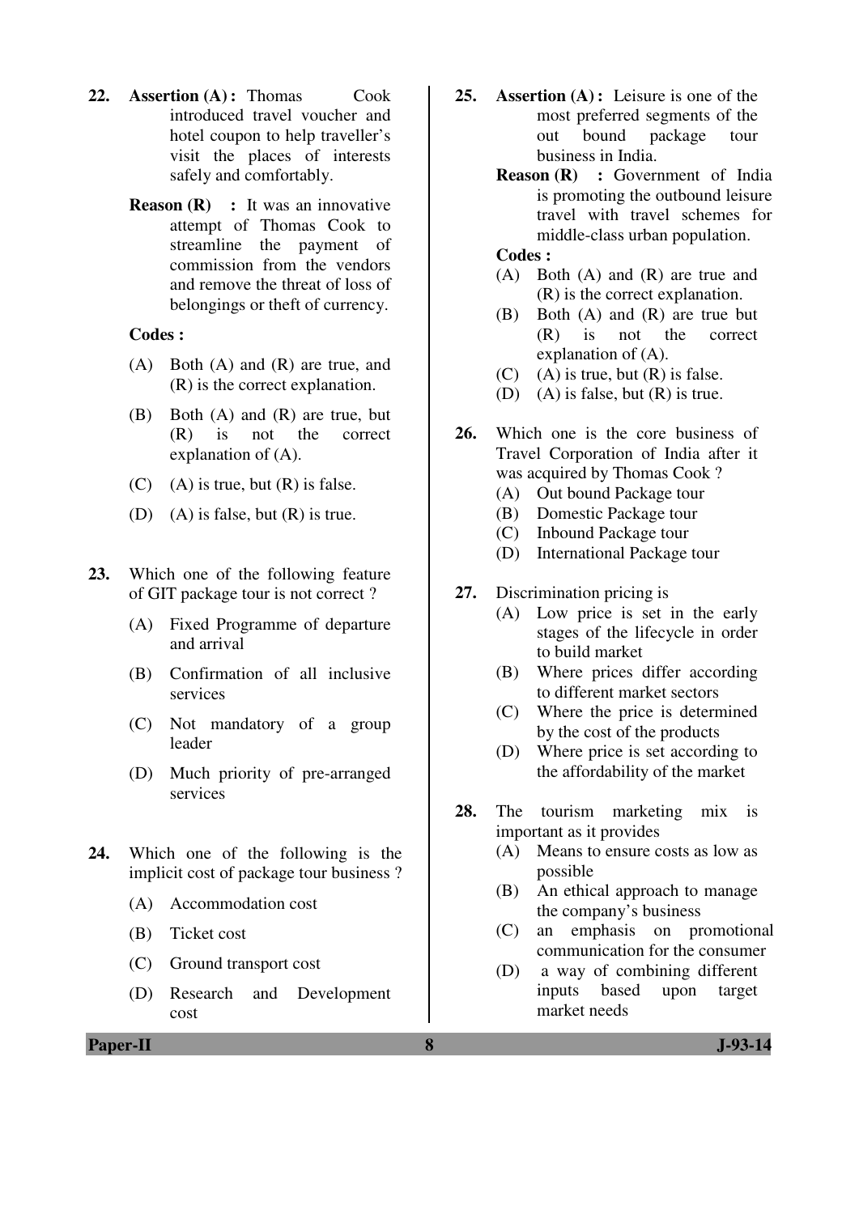22. **Assertion (A) :** Thomas Cook introduced travel voucher and hotel coupon to help traveller's visit the places of interests safely and comfortably.

    **Reason (R) :** It was an innovative attempt of Thomas Cook to streamline the payment of commission from the vendors and remove the threat of loss of belongings or theft of currency.

    **Codes :**

    (A) Both (A) and (R) are true, and (R) is the correct explanation.

    (B) Both (A) and (R) are true, but (R) is not the correct explanation of (A).

    (C) (A) is true, but (R) is false.

    (D) (A) is false, but (R) is true.

23. Which one of the following feature of GIT package tour is not correct ?

    (A) Fixed Programme of departure and arrival

    (B) Confirmation of all inclusive services

    (C) Not mandatory of a group leader

    (D) Much priority of pre-arranged services

24. Which one of the following is the implicit cost of package tour business ?

    (A) Accommodation cost

    (B) Ticket cost

    (C) Ground transport cost

    (D) Research and Development cost

25. **Assertion (A) :** Leisure is one of the most preferred segments of the out bound package tour business in India.

    **Reason (R) :** Government of India is promoting the outbound leisure travel with travel schemes for middle-class urban population.

    **Codes :**

    (A) Both (A) and (R) are true and (R) is the correct explanation.

    (B) Both (A) and (R) are true but (R) is not the correct explanation of (A).

    (C) (A) is true, but (R) is false.

    (D) (A) is false, but (R) is true.

26. Which one is the core business of Travel Corporation of India after it was acquired by Thomas Cook ?

    (A) Out bound Package tour

    (B) Domestic Package tour

    (C) Inbound Package tour

    (D) International Package tour

27. Discrimination pricing is

    (A) Low price is set in the early stages of the lifecycle in order to build market

    (B) Where prices differ according to different market sectors

    (C) Where the price is determined by the cost of the products

    (D) Where price is set according to the affordability of the market

28. The tourism marketing mix is important as it provides

    (A) Means to ensure costs as low as possible

    (B) An ethical approach to manage the company's business

    (C) an emphasis on promotional communication for the consumer

    (D) a way of combining different inputs based upon target market needs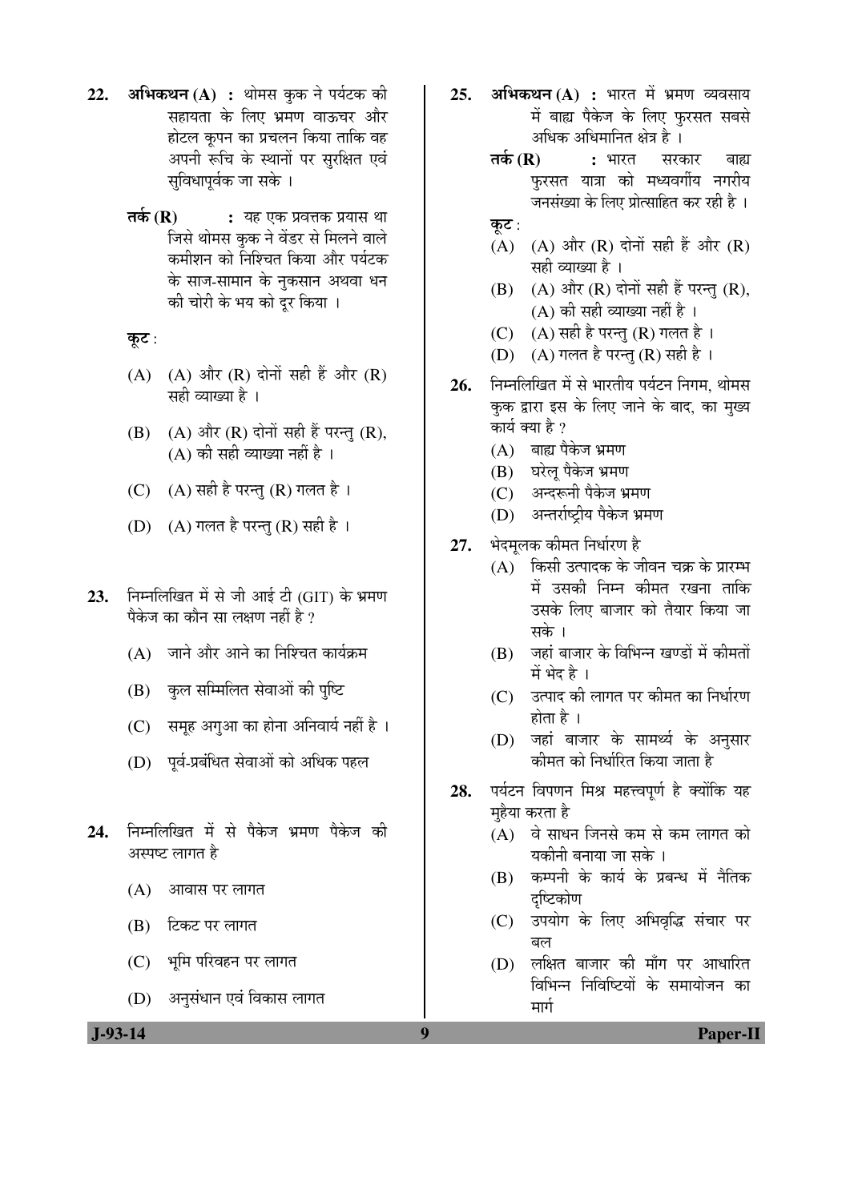22. **अभिकथन (A) :** थोमस कुक ने पर्यटक की सहायता के लिए भ्रमण वाऊचर और होटल कूपन का प्रचलन किया ताकि वह अपनी रूचि के स्थानों पर सुरक्षित एवं सुविधापूर्वक जा सके ।

    **तर्क (R) :** यह एक प्रवत्तक प्रयास था जिसे थोमस कुक ने वेंडर से मिलने वाले कमीशन को निश्चित किया और पर्यटक के साज-सामान के नुकसान अथवा धन की चोरी के भय को दूर किया ।

    **कूट** :

    (A) (A) और (R) दोनों सही हैं और (R) सही व्याख्या है ।

    (B) (A) और (R) दोनों सही हैं परन्तु (R), (A) की सही व्याख्या नहीं है ।

    (C) (A) सही है परन्तु (R) गलत है ।

    (D) (A) गलत है परन्तु (R) सही है ।

23. निम्नलिखित में से जी आई टी (GIT) के भ्रमण पैकेज का कौन सा लक्षण नहीं है ?

    (A) जाने और आने का निश्चित कार्यक्रम

    (B) कुल सम्मिलित सेवाओं की पुष्टि

    (C) समूह अगुआ का होना अनिवार्य नहीं है ।

    (D) पूर्व-प्रबंधित सेवाओं को अधिक पहल

24. निम्नलिखित में से पैकेज भ्रमण पैकेज की अस्पष्ट लागत है

    (A) आवास पर लागत

    (B) टिकट पर लागत

    (C) भूमि परिवहन पर लागत

    (D) अनुसंधान एवं विकास लागत

25. **अभिकथन (A) :** भारत में भ्रमण व्यवसाय में बाह्य पैकेज के लिए फुरसत सबसे अधिक अधिमानित क्षेत्र है ।

    **तर्क (R) :** भारत सरकार बाह्य फुरसत यात्रा को मध्यवर्गीय नगरीय जनसंख्या के लिए प्रोत्साहित कर रही है ।

    **कूट** :

    (A) (A) और (R) दोनों सही हैं और (R) सही व्याख्या है ।

    (B) (A) और (R) दोनों सही हैं परन्तु (R), (A) की सही व्याख्या नहीं है ।

    (C) (A) सही है परन्तु (R) गलत है ।

    (D) (A) गलत है परन्तु (R) सही है ।

26. निम्नलिखित में से भारतीय पर्यटन निगम, थोमस कुक द्वारा इस के लिए जाने के बाद, का मुख्य कार्य क्या है ?

    (A) बाह्य पैकेज भ्रमण

    (B) घरेलू पैकेज भ्रमण

    (C) अन्दरूनी पैकेज भ्रमण

    (D) अन्तर्राष्ट्रीय पैकेज भ्रमण

27. भेदमूलक कीमत निर्धारण है

    (A) किसी उत्पादक के जीवन चक्र के प्रारम्भ में उसकी निम्न कीमत रखना ताकि उसके लिए बाजार को तैयार किया जा सके ।

    (B) जहां बाजार के विभिन्न खण्डों में कीमतों में भेद है ।

    (C) उत्पाद की लागत पर कीमत का निर्धारण होता है ।

    (D) जहां बाजार के सामर्थ्य के अनुसार कीमत को निर्धारित किया जाता है

28. पर्यटन विपणन मिश्र महत्त्वपूर्ण है क्योंकि यह मुहैया करता है

    (A) वे साधन जिनसे कम से कम लागत को यकीनी बनाया जा सके ।

    (B) कम्पनी के कार्य के प्रबन्ध में नैतिक दृष्टिकोण

    (C) उपयोग के लिए अभिवृद्धि संचार पर बल

    (D) लक्षित बाजार की माँग पर आधारित विभिन्न निविष्टियों के समायोजन का मार्ग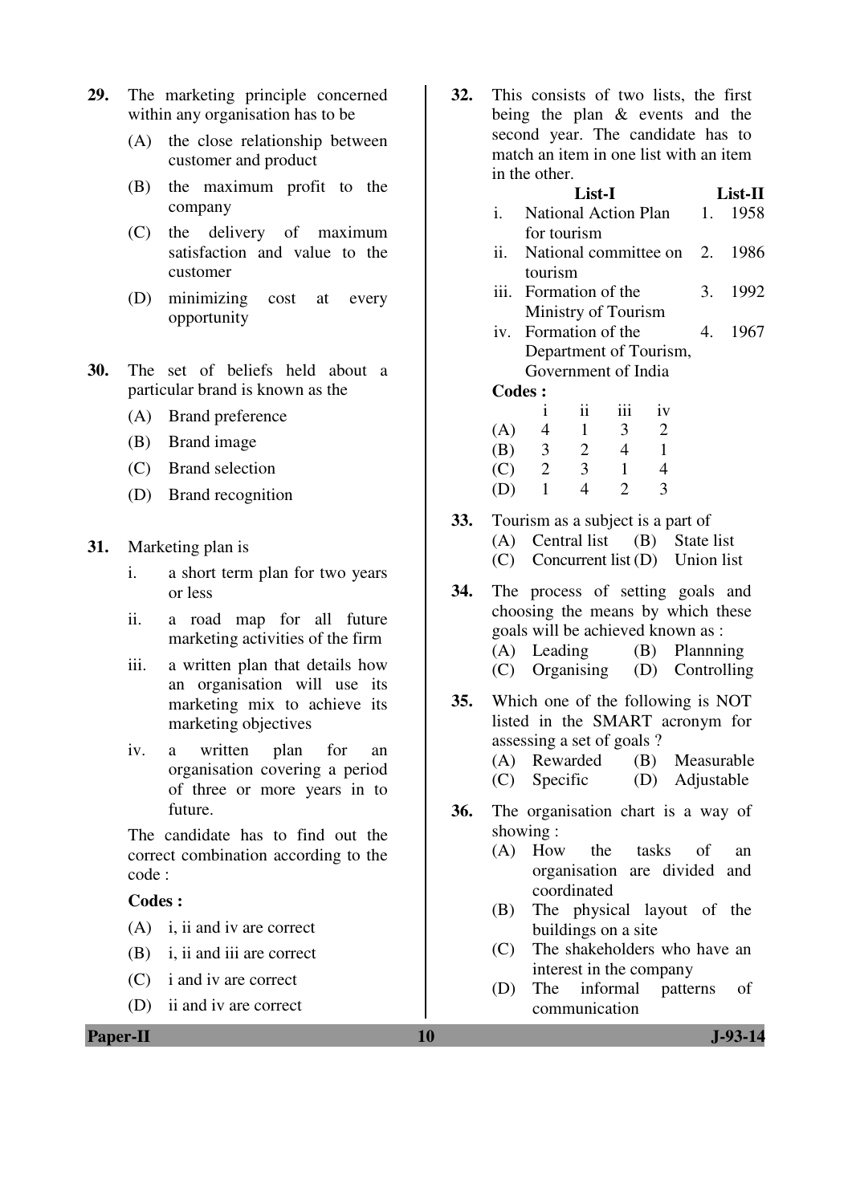29. The marketing principle concerned within any organisation has to be

    (A) the close relationship between customer and product

    (B) the maximum profit to the company

    (C) the delivery of maximum satisfaction and value to the customer

    (D) minimizing cost at every opportunity

30. The set of beliefs held about a particular brand is known as the

    (A) Brand preference

    (B) Brand image

    (C) Brand selection

    (D) Brand recognition

31. Marketing plan is

    i. a short term plan for two years or less

    ii. a road map for all future marketing activities of the firm

    iii. a written plan that details how an organisation will use its marketing mix to achieve its marketing objectives

    iv. a written plan for an organisation covering a period of three or more years in to future.

    The candidate has to find out the correct combination according to the code :

    **Codes :**

    (A) i, ii and iv are correct

    (B) i, ii and iii are correct

    (C) i and iv are correct

    (D) ii and iv are correct

32. This consists of two lists, the first being the plan & events and the second year. The candidate has to match an item in one list with an item in the other.

| | List-I | | List-II |
|---|---|---|---|
| i. | National Action Plan for tourism | 1. | 1958 |
| ii. | National committee on tourism | 2. | 1986 |
| iii. | Formation of the Ministry of Tourism | 3. | 1992 |
| iv. | Formation of the Department of Tourism, Government of India | 4. | 1967 |

**Codes :**

| | i | ii | iii | iv |
|---|---|---|---|---|
| (A) | 4 | 1 | 3 | 2 |
| (B) | 3 | 2 | 4 | 1 |
| (C) | 2 | 3 | 1 | 4 |
| (D) | 1 | 4 | 2 | 3 |

33. Tourism as a subject is a part of

    (A) Central list (B) State list

    (C) Concurrent list (D) Union list

34. The process of setting goals and choosing the means by which these goals will be achieved known as :

    (A) Leading (B) Plannning

    (C) Organising (D) Controlling

35. Which one of the following is NOT listed in the SMART acronym for assessing a set of goals ?

    (A) Rewarded (B) Measurable

    (C) Specific (D) Adjustable

36. The organisation chart is a way of showing :

    (A) How the tasks of an organisation are divided and coordinated

    (B) The physical layout of the buildings on a site

    (C) The shakeholders who have an interest in the company

    (D) The informal patterns of communication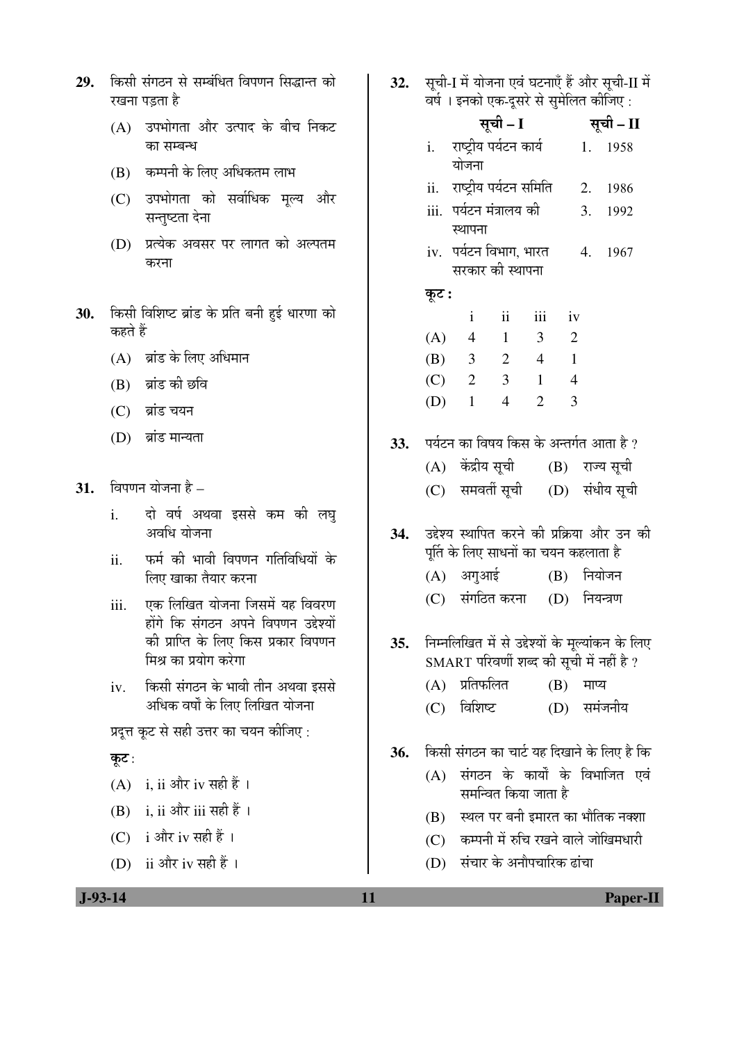29. किसी संगठन से सम्बंधित विपणन सिद्धान्त को रखना पड़ता है

(A) उपभोगता और उत्पाद के बीच निकट का सम्बन्ध

(B) कम्पनी के लिए अधिकतम लाभ

(C) उपभोगता को सर्वाधिक मूल्य और सन्तुष्टता देना

(D) प्रत्येक अवसर पर लागत को अल्पतम करना

30. किसी विशिष्ट ब्रांड के प्रति बनी हुई धारणा को कहते हैं

(A) ब्रांड के लिए अधिमान

(B) ब्रांड की छवि

(C) ब्रांड चयन

(D) ब्रांड मान्यता

31. विपणन योजना है –

i. दो वर्ष अथवा इससे कम की लघु अवधि योजना

ii. फर्म की भावी विपणन गतिविधियों के लिए खाका तैयार करना

iii. एक लिखित योजना जिसमें यह विवरण होंगे कि संगठन अपने विपणन उद्देश्यों की प्राप्ति के लिए किस प्रकार विपणन मिश्र का प्रयोग करेगा

iv. किसी संगठन के भावी तीन अथवा इससे अधिक वर्षों के लिए लिखित योजना

प्रदत्त कूट से सही उत्तर का चयन कीजिए :

**कूट** :

(A) i, ii और iv सही हैं ।

(B) i, ii और iii सही हैं ।

(C) i और iv सही हैं ।

(D) ii और iv सही हैं ।

32. सूची-I में योजना एवं घटनाएँ हैं और सूची-II में वर्ष । इनको एक-दूसरे से सुमेलित कीजिए :

| सूची – I | सूची – II |
|---|---|
| i. राष्ट्रीय पर्यटन कार्य योजना | 1. 1958 |
| ii. राष्ट्रीय पर्यटन समिति | 2. 1986 |
| iii. पर्यटन मंत्रालय की स्थापना | 3. 1992 |
| iv. पर्यटन विभाग, भारत सरकार की स्थापना | 4. 1967 |

**कूट :**

| | i | ii | iii | iv |
|---|---|---|---|---|
| (A) | 4 | 1 | 3 | 2 |
| (B) | 3 | 2 | 4 | 1 |
| (C) | 2 | 3 | 1 | 4 |
| (D) | 1 | 4 | 2 | 3 |

33. पर्यटन का विषय किस के अन्तर्गत आता है ?

(A) केंद्रीय सूची (B) राज्य सूची

(C) समवर्ती सूची (D) संधीय सूची

34. उद्देश्य स्थापित करने की प्रक्रिया और उन की पूर्ति के लिए साधनों का चयन कहलाता है

(A) अगुआई (B) नियोजन

(C) संगठित करना (D) नियन्त्रण

35. निम्नलिखित में से उद्देश्यों के मूल्यांकन के लिए SMART परिवर्णी शब्द की सूची में नहीं है ?

(A) प्रतिफलित (B) माप्य

(C) विशिष्ट (D) समंजनीय

36. किसी संगठन का चार्ट यह दिखाने के लिए है कि

(A) संगठन के कार्यों के विभाजित एवं समन्वित किया जाता है

(B) स्थल पर बनी इमारत का भौतिक नक्शा

(C) कम्पनी में रुचि रखने वाले जोखिमधारी

(D) संचार के अनौपचारिक ढांचा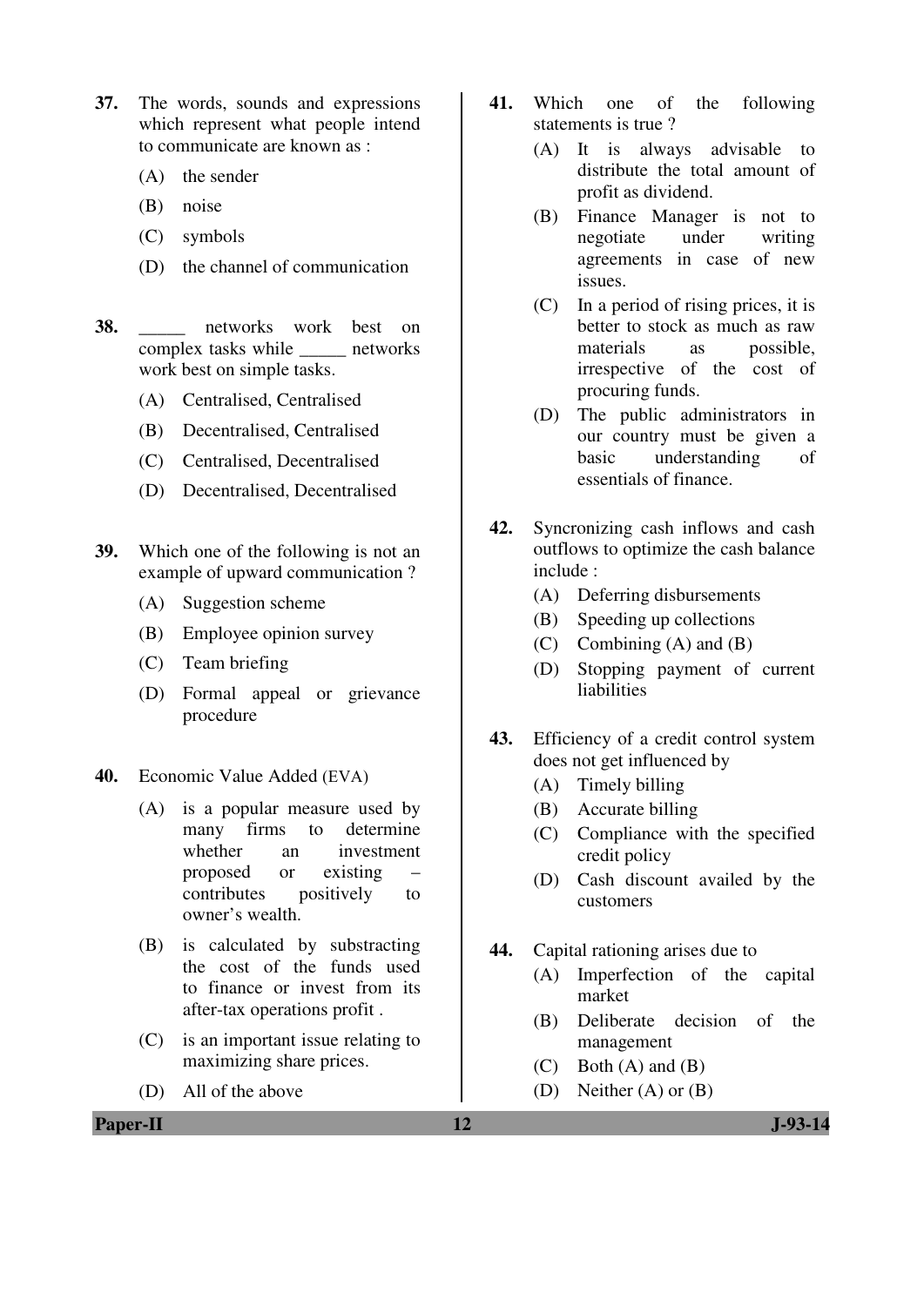37. The words, sounds and expressions which represent what people intend to communicate are known as :

(A) the sender

(B) noise

(C) symbols

(D) the channel of communication

38. _____ networks work best on complex tasks while _____ networks work best on simple tasks.

(A) Centralised, Centralised

(B) Decentralised, Centralised

(C) Centralised, Decentralised

(D) Decentralised, Decentralised

39. Which one of the following is not an example of upward communication ?

(A) Suggestion scheme

(B) Employee opinion survey

(C) Team briefing

(D) Formal appeal or grievance procedure

40. Economic Value Added (EVA)

(A) is a popular measure used by many firms to determine whether an investment proposed or existing – contributes positively to owner's wealth.

(B) is calculated by substracting the cost of the funds used to finance or invest from its after-tax operations profit .

(C) is an important issue relating to maximizing share prices.

(D) All of the above

41. Which one of the following statements is true ?

(A) It is always advisable to distribute the total amount of profit as dividend.

(B) Finance Manager is not to negotiate under writing agreements in case of new issues.

(C) In a period of rising prices, it is better to stock as much as raw materials as possible, irrespective of the cost of procuring funds.

(D) The public administrators in our country must be given a basic understanding of essentials of finance.

42. Syncronizing cash inflows and cash outflows to optimize the cash balance include :

(A) Deferring disbursements

(B) Speeding up collections

(C) Combining (A) and (B)

(D) Stopping payment of current liabilities

43. Efficiency of a credit control system does not get influenced by

(A) Timely billing

(B) Accurate billing

(C) Compliance with the specified credit policy

(D) Cash discount availed by the customers

44. Capital rationing arises due to

(A) Imperfection of the capital market

(B) Deliberate decision of the management

(C) Both (A) and (B)

(D) Neither (A) or (B)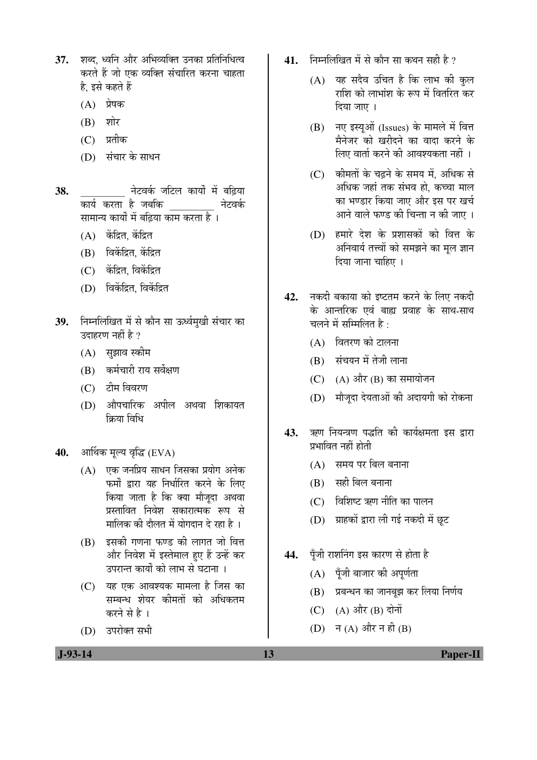**37.** शब्द, ध्वनि और अभिव्यक्ति उनका प्रतिनिधित्व करते हैं जो एक व्यक्ति संचारित करना चाहता है, इसे कहते हैं

(A) प्रेषक

(B) शोर

(C) प्रतीक

(D) संचार के साधन

**38.** _________ नेटवर्क जटिल कार्यों में बढ़िया कार्य करता है जबकि _________ नेटवर्क सामान्य कार्यों में बढ़िया काम करता है ।

(A) केंद्रित, केंद्रित

(B) विकेंद्रित, केंद्रित

(C) केंद्रित, विकेंद्रित

(D) विकेंद्रित, विकेंद्रित

**39.** निम्नलिखित में से कौन सा ऊर्ध्वमुखी संचार का उदाहरण नहीं है ?

(A) सुझाव स्कीम

(B) कर्मचारी राय सर्वेक्षण

(C) टीम विवरण

(D) औपचारिक अपील अथवा शिकायत क्रिया विधि

**40.** आर्थिक मूल्य वृद्धि (EVA)

(A) एक जनप्रिय साधन जिसका प्रयोग अनेक फर्मों द्वारा यह निर्धारित करने के लिए किया जाता है कि क्या मौजूदा अथवा प्रस्तावित निवेश सकारात्मक रूप से मालिक की दौलत में योगदान दे रहा है ।

(B) इसकी गणना फण्ड की लागत जो वित्त और निवेश में इस्तेमाल हुए हैं उन्हें कर उपरान्त कार्यों को लाभ से घटाना ।

(C) यह एक आवश्यक मामला है जिस का सम्बन्ध शेयर कीमतों को अधिकतम करने से है ।

(D) उपरोक्त सभी

**41.** निम्नलिखित में से कौन सा कथन सही है ?

(A) यह सदैव उचित है कि लाभ की कुल राशि को लाभांश के रूप में वितरित कर दिया जाए ।

(B) नए इस्यूओं (Issues) के मामले में वित्त मैनेजर को खरीदने का वादा करने के लिए वार्ता करने की आवश्यकता नहीं ।

(C) कीमतों के चढ़ने के समय में, अधिक से अधिक जहां तक संभव हो, कच्चा माल का भण्डार किया जाए और इस पर खर्च आने वाले फण्ड की चिन्ता न की जाए ।

(D) हमारे देश के प्रशासकों को वित्त के अनिवार्य तत्त्वों को समझने का मूल ज्ञान दिया जाना चाहिए ।

**42.** नकदी बकाया को इष्टतम करने के लिए नकदी के आन्तरिक एवं बाह्य प्रवाह के साथ-साथ चलने में सम्मिलित है :

(A) वितरण को टालना

(B) संचयन में तेजी लाना

(C) (A) और (B) का समायोजन

(D) मौजूदा देयताओं की अदायगी को रोकना

**43.** ऋण नियन्त्रण पद्धति की कार्यक्षमता इस द्वारा प्रभावित नहीं होती

(A) समय पर बिल बनाना

(B) सही बिल बनाना

(C) विशिष्ट ऋण नीति का पालन

(D) ग्राहकों द्वारा ली गई नकदी में छूट

**44.** पूँजी राशनिंग इस कारण से होता है

(A) पूँजी बाजार की अपूर्णता

(B) प्रबन्धन का जानबूझ कर लिया निर्णय

(C) (A) और (B) दोनों

(D) न (A) और न ही (B)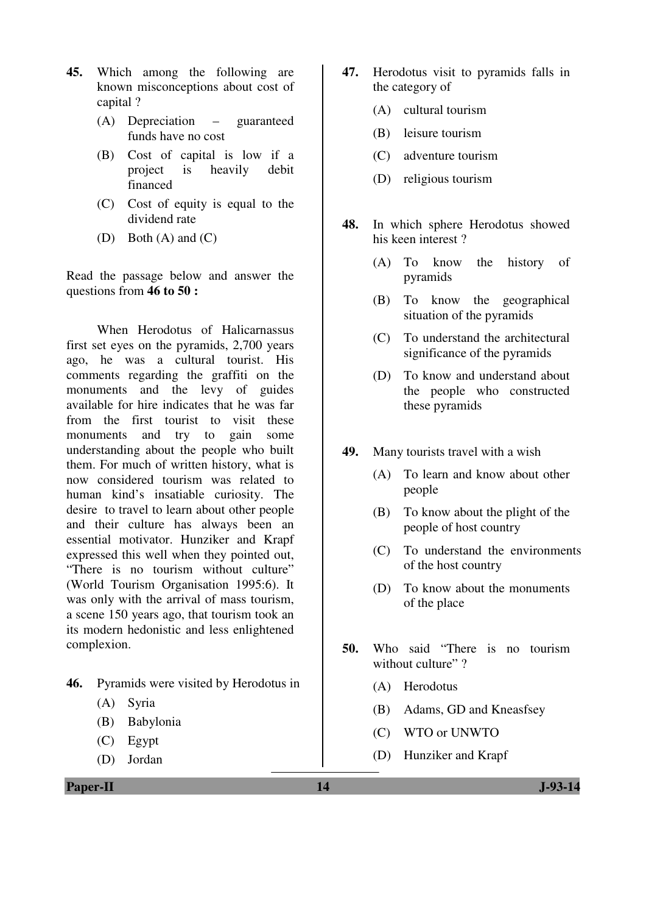**45.** Which among the following are known misconceptions about cost of capital ?

(A) Depreciation – guaranteed funds have no cost

(B) Cost of capital is low if a project is heavily debit financed

(C) Cost of equity is equal to the dividend rate

(D) Both (A) and (C)

Read the passage below and answer the questions from **46 to 50 :**

When Herodotus of Halicarnassus first set eyes on the pyramids, 2,700 years ago, he was a cultural tourist. His comments regarding the graffiti on the monuments and the levy of guides available for hire indicates that he was far from the first tourist to visit these monuments and try to gain some understanding about the people who built them. For much of written history, what is now considered tourism was related to human kind's insatiable curiosity. The desire to travel to learn about other people and their culture has always been an essential motivator. Hunziker and Krapf expressed this well when they pointed out, "There is no tourism without culture" (World Tourism Organisation 1995:6). It was only with the arrival of mass tourism, a scene 150 years ago, that tourism took an its modern hedonistic and less enlightened complexion.

**46.** Pyramids were visited by Herodotus in

(A) Syria

(B) Babylonia

(C) Egypt

(D) Jordan

**47.** Herodotus visit to pyramids falls in the category of

(A) cultural tourism

(B) leisure tourism

(C) adventure tourism

(D) religious tourism

**48.** In which sphere Herodotus showed his keen interest ?

(A) To know the history of pyramids

(B) To know the geographical situation of the pyramids

(C) To understand the architectural significance of the pyramids

(D) To know and understand about the people who constructed these pyramids

**49.** Many tourists travel with a wish

(A) To learn and know about other people

(B) To know about the plight of the people of host country

(C) To understand the environments of the host country

(D) To know about the monuments of the place

**50.** Who said "There is no tourism without culture" ?

(A) Herodotus

(B) Adams, GD and Kneasfsey

(C) WTO or UNWTO

(D) Hunziker and Krapf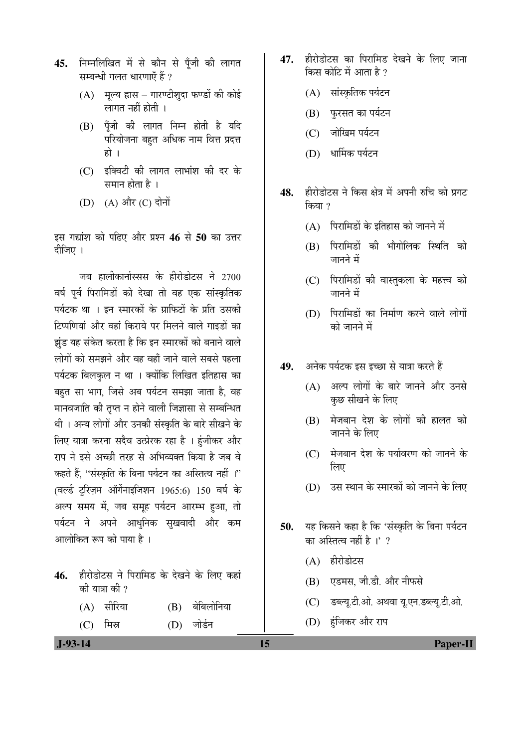45. निम्नलिखित में से कौन से पूँजी की लागत सम्बन्धी गलत धारणाएँ हैं ?

   (A) मूल्य ह्रास – गारण्टीशुदा फण्डों की कोई लागत नहीं होती ।

   (B) पूँजी की लागत निम्न होती है यदि परियोजना बहुत अधिक नाम वित्त प्रदत्त हो ।

   (C) इक्विटी की लागत लाभांश की दर के समान होता है ।

   (D) (A) और (C) दोनों

इस गद्यांश को पढिए और प्रश्न **46** से **50** का उत्तर दीजिए ।

जब हालीकार्नास्सस के हीरोडोटस ने 2700 वर्ष पूर्व पिरामिडों को देखा तो वह एक सांस्कृतिक पर्यटक था । इन स्मारकों के ग्राफिटों के प्रति उसकी टिप्पणियां और वहां किराये पर मिलने वाले गाइडों का झुंड यह संकेत करता है कि इन स्मारकों को बनाने वाले लोगों को समझने और वह वहाँ जाने वाले सबसे पहला पर्यटक बिलकुल न था । क्योंकि लिखित इतिहास का बहुत सा भाग, जिसे अब पर्यटन समझा जाता है, वह मानवजाति की तृप्त न होने वाली जिज्ञासा से सम्बन्धित थी । अन्य लोगों और उनकी संस्कृति के बारे सीखने के लिए यात्रा करना सदैव उत्प्रेरक रहा है । हुंजीकर और राप ने इसे अच्छी तरह से अभिव्यक्त किया है जब वे कहते हैं, "संस्कृति के बिना पर्यटन का अस्तित्व नहीं ।" (वर्ल्ड टुरिज़म ऑर्गेनाइजिशन 1965:6) 150 वर्ष के अल्प समय में, जब समूह पर्यटन आरम्भ हुआ, तो पर्यटन ने अपने आधुनिक सुखवादी और कम आलोकित रूप को पाया है ।

46. हीरोडोटस ने पिरामिड के देखने के लिए कहां की यात्रा की ?

   (A) सीरिया
   (B) बेबिलोनिया
   (C) मिस्र
   (D) जोर्डन

47. हीरोडोटस का पिरामिड देखने के लिए जाना किस कोटि में आता है ?

   (A) सांस्कृतिक पर्यटन

   (B) फुरसत का पर्यटन

   (C) जोखिम पर्यटन

   (D) धार्मिक पर्यटन

48. हीरोडोटस ने किस क्षेत्र में अपनी रुचि को प्रगट किया ?

   (A) पिरामिडों के इतिहास को जानने में

   (B) पिरामिडों की भौगोलिक स्थिति को जानने में

   (C) पिरामिडों की वास्तुकला के महत्त्व को जानने में

   (D) पिरामिडों का निर्माण करने वाले लोगों को जानने में

49. अनेक पर्यटक इस इच्छा से यात्रा करते हैं

   (A) अल्प लोगों के बारे जानने और उनसे कुछ सीखने के लिए

   (B) मेजबान देश के लोगों की हालत को जानने के लिए

   (C) मेजबान देश के पर्यावरण को जानने के लिए

   (D) उस स्थान के स्मारकों को जानने के लिए

50. यह किसने कहा है कि 'संस्कृति के बिना पर्यटन का अस्तित्व नहीं है ।' ?

   (A) हीरोडोटस

   (B) एडमस, जी.डी. और नीफसे

   (C) डब्ल्यू.टी.ओ. अथवा यू.एन.डब्ल्यू.टी.ओ.

   (D) हुंजिकर और राप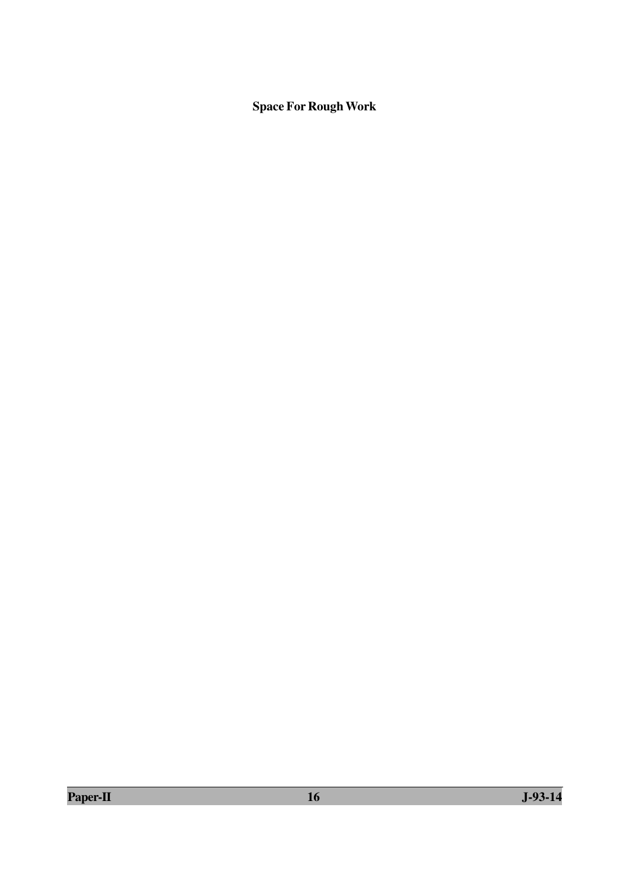**Space For Rough Work**